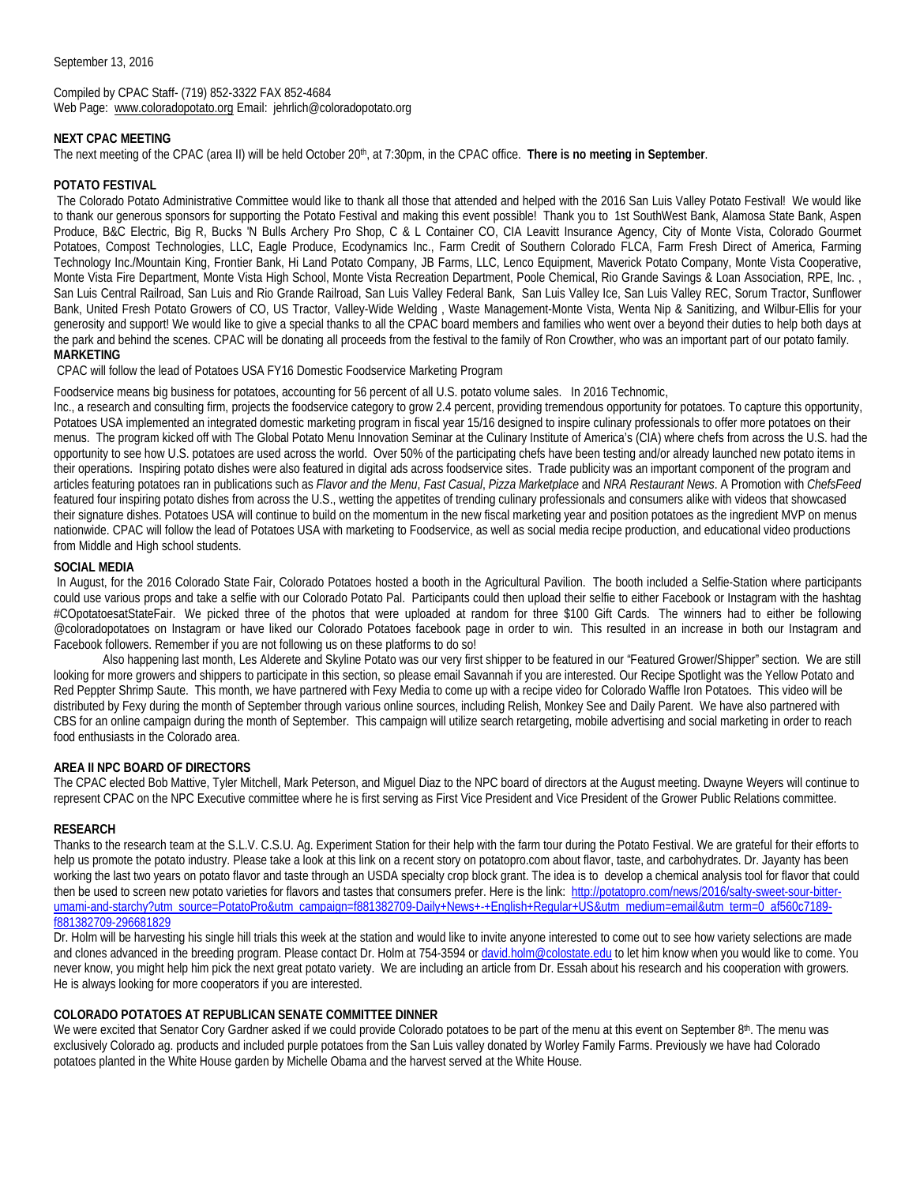September 13, 2016

Compiled by CPAC Staff- (719) 852-3322 FAX 852-4684
Web Page: www.coloradopotato.org Email: jehrlich@coloradopotato.org

**NEXT CPAC MEETING**

The next meeting of the CPAC (area II) will be held October 20th, at 7:30pm, in the CPAC office. **There is no meeting in September**.

**POTATO FESTIVAL**

The Colorado Potato Administrative Committee would like to thank all those that attended and helped with the 2016 San Luis Valley Potato Festival! We would like to thank our generous sponsors for supporting the Potato Festival and making this event possible! Thank you to 1st SouthWest Bank, Alamosa State Bank, Aspen Produce, B&C Electric, Big R, Bucks 'N Bulls Archery Pro Shop, C & L Container CO, CIA Leavitt Insurance Agency, City of Monte Vista, Colorado Gourmet Potatoes, Compost Technologies, LLC, Eagle Produce, Ecodynamics Inc., Farm Credit of Southern Colorado FLCA, Farm Fresh Direct of America, Farming Technology Inc./Mountain King, Frontier Bank, Hi Land Potato Company, JB Farms, LLC, Lenco Equipment, Maverick Potato Company, Monte Vista Cooperative, Monte Vista Fire Department, Monte Vista High School, Monte Vista Recreation Department, Poole Chemical, Rio Grande Savings & Loan Association, RPE, Inc. , San Luis Central Railroad, San Luis and Rio Grande Railroad, San Luis Valley Federal Bank, San Luis Valley Ice, San Luis Valley REC, Sorum Tractor, Sunflower Bank, United Fresh Potato Growers of CO, US Tractor, Valley-Wide Welding , Waste Management-Monte Vista, Wenta Nip & Sanitizing, and Wilbur-Ellis for your generosity and support! We would like to give a special thanks to all the CPAC board members and families who went over a beyond their duties to help both days at the park and behind the scenes. CPAC will be donating all proceeds from the festival to the family of Ron Crowther, who was an important part of our potato family.

**MARKETING**

CPAC will follow the lead of Potatoes USA FY16 Domestic Foodservice Marketing Program

Foodservice means big business for potatoes, accounting for 56 percent of all U.S. potato volume sales. In 2016 Technomic, Inc., a research and consulting firm, projects the foodservice category to grow 2.4 percent, providing tremendous opportunity for potatoes. To capture this opportunity, Potatoes USA implemented an integrated domestic marketing program in fiscal year 15/16 designed to inspire culinary professionals to offer more potatoes on their menus. The program kicked off with The Global Potato Menu Innovation Seminar at the Culinary Institute of America's (CIA) where chefs from across the U.S. had the opportunity to see how U.S. potatoes are used across the world. Over 50% of the participating chefs have been testing and/or already launched new potato items in their operations. Inspiring potato dishes were also featured in digital ads across foodservice sites. Trade publicity was an important component of the program and articles featuring potatoes ran in publications such as *Flavor and the Menu*, *Fast Casual*, *Pizza Marketplace* and *NRA Restaurant News*. A Promotion with *ChefsFeed* featured four inspiring potato dishes from across the U.S., wetting the appetites of trending culinary professionals and consumers alike with videos that showcased their signature dishes. Potatoes USA will continue to build on the momentum in the new fiscal marketing year and position potatoes as the ingredient MVP on menus nationwide. CPAC will follow the lead of Potatoes USA with marketing to Foodservice, as well as social media recipe production, and educational video productions from Middle and High school students.

**SOCIAL MEDIA**

In August, for the 2016 Colorado State Fair, Colorado Potatoes hosted a booth in the Agricultural Pavilion. The booth included a Selfie-Station where participants could use various props and take a selfie with our Colorado Potato Pal. Participants could then upload their selfie to either Facebook or Instagram with the hashtag #COpotatoesatStateFair. We picked three of the photos that were uploaded at random for three $100 Gift Cards. The winners had to either be following @coloradopotatoes on Instagram or have liked our Colorado Potatoes facebook page in order to win. This resulted in an increase in both our Instagram and Facebook followers. Remember if you are not following us on these platforms to do so!

Also happening last month, Les Alderete and Skyline Potato was our very first shipper to be featured in our "Featured Grower/Shipper" section. We are still looking for more growers and shippers to participate in this section, so please email Savannah if you are interested. Our Recipe Spotlight was the Yellow Potato and Red Peppter Shrimp Saute. This month, we have partnered with Fexy Media to come up with a recipe video for Colorado Waffle Iron Potatoes. This video will be distributed by Fexy during the month of September through various online sources, including Relish, Monkey See and Daily Parent. We have also partnered with CBS for an online campaign during the month of September. This campaign will utilize search retargeting, mobile advertising and social marketing in order to reach food enthusiasts in the Colorado area.

**AREA II NPC BOARD OF DIRECTORS**

The CPAC elected Bob Mattive, Tyler Mitchell, Mark Peterson, and Miguel Diaz to the NPC board of directors at the August meeting. Dwayne Weyers will continue to represent CPAC on the NPC Executive committee where he is first serving as First Vice President and Vice President of the Grower Public Relations committee.

**RESEARCH**

Thanks to the research team at the S.L.V. C.S.U. Ag. Experiment Station for their help with the farm tour during the Potato Festival. We are grateful for their efforts to help us promote the potato industry. Please take a look at this link on a recent story on potatopro.com about flavor, taste, and carbohydrates. Dr. Jayanty has been working the last two years on potato flavor and taste through an USDA specialty crop block grant. The idea is to develop a chemical analysis tool for flavor that could then be used to screen new potato varieties for flavors and tastes that consumers prefer. Here is the link: http://potatopro.com/news/2016/salty-sweet-sour-bitter-umami-and-starchy?utm_source=PotatoPro&utm_campaign=f881382709-Daily+News+-+English+Regular+US&utm_medium=email&utm_term=0_af560c7189-f881382709-296681829

Dr. Holm will be harvesting his single hill trials this week at the station and would like to invite anyone interested to come out to see how variety selections are made and clones advanced in the breeding program. Please contact Dr. Holm at 754-3594 or david.holm@colostate.edu to let him know when you would like to come. You never know, you might help him pick the next great potato variety. We are including an article from Dr. Essah about his research and his cooperation with growers. He is always looking for more cooperators if you are interested.

**COLORADO POTATOES AT REPUBLICAN SENATE COMMITTEE DINNER**

We were excited that Senator Cory Gardner asked if we could provide Colorado potatoes to be part of the menu at this event on September 8th. The menu was exclusively Colorado ag. products and included purple potatoes from the San Luis valley donated by Worley Family Farms. Previously we have had Colorado potatoes planted in the White House garden by Michelle Obama and the harvest served at the White House.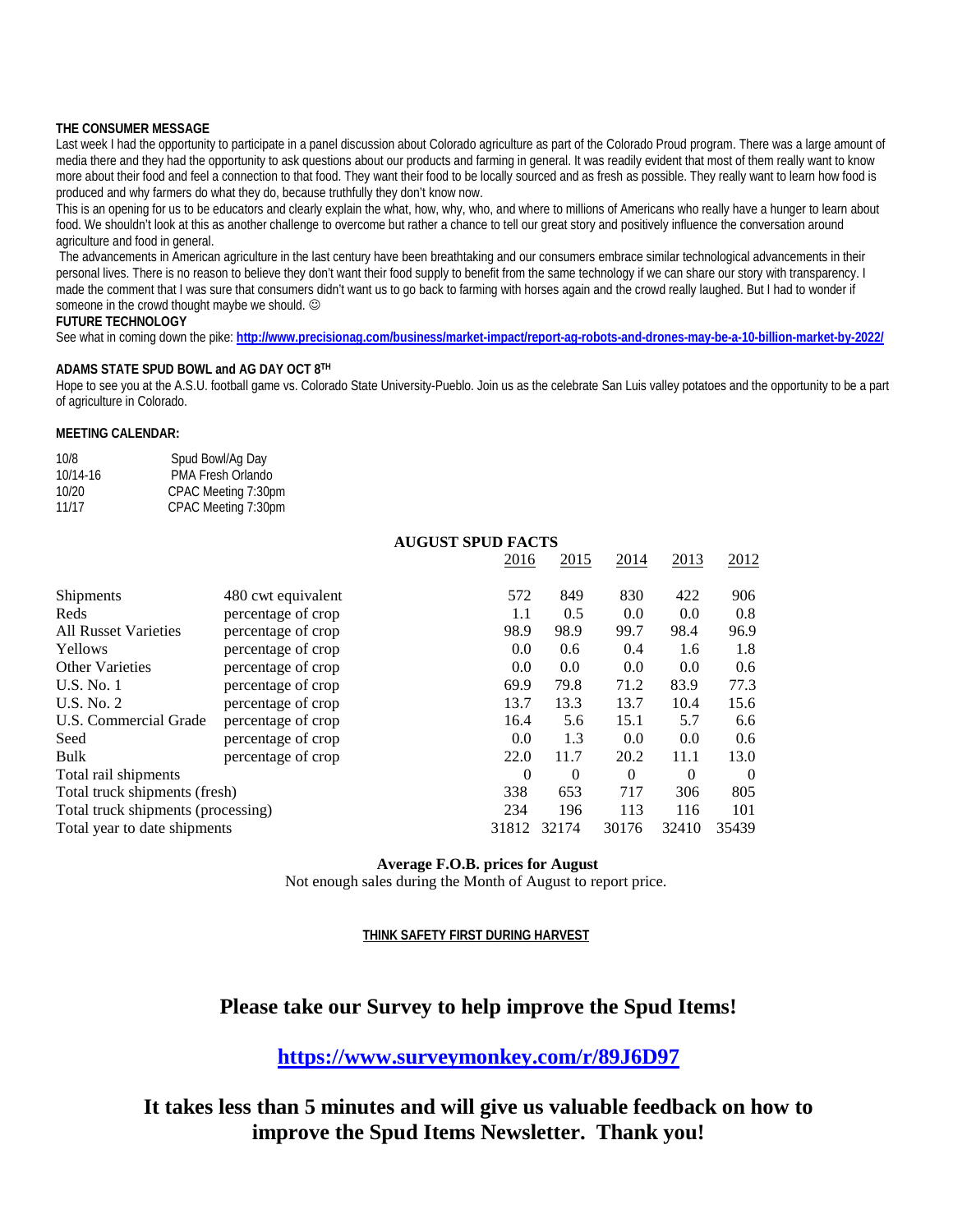**THE CONSUMER MESSAGE**

Last week I had the opportunity to participate in a panel discussion about Colorado agriculture as part of the Colorado Proud program. There was a large amount of media there and they had the opportunity to ask questions about our products and farming in general. It was readily evident that most of them really want to know more about their food and feel a connection to that food. They want their food to be locally sourced and as fresh as possible. They really want to learn how food is produced and why farmers do what they do, because truthfully they don't know now.

This is an opening for us to be educators and clearly explain the what, how, why, who, and where to millions of Americans who really have a hunger to learn about food. We shouldn't look at this as another challenge to overcome but rather a chance to tell our great story and positively influence the conversation around agriculture and food in general.

The advancements in American agriculture in the last century have been breathtaking and our consumers embrace similar technological advancements in their personal lives. There is no reason to believe they don't want their food supply to benefit from the same technology if we can share our story with transparency. I made the comment that I was sure that consumers didn't want us to go back to farming with horses again and the crowd really laughed. But I had to wonder if someone in the crowd thought maybe we should. ☺

**FUTURE TECHNOLOGY**

See what in coming down the pike: **http://www.precisionag.com/business/market-impact/report-ag-robots-and-drones-may-be-a-10-billion-market-by-2022/**

**ADAMS STATE SPUD BOWL and AG DAY OCT 8TH**

Hope to see you at the A.S.U. football game vs. Colorado State University-Pueblo. Join us as the celebrate San Luis valley potatoes and the opportunity to be a part of agriculture in Colorado.

**MEETING CALENDAR:**

| | |
|---|---|
| 10/8 | Spud Bowl/Ag Day |
| 10/14-16 | PMA Fresh Orlando |
| 10/20 | CPAC Meeting 7:30pm |
| 11/17 | CPAC Meeting 7:30pm |

**AUGUST SPUD FACTS**

| | | 2016 | 2015 | 2014 | 2013 | 2012 |
|---|---|---|---|---|---|---|
| Shipments | 480 cwt equivalent | 572 | 849 | 830 | 422 | 906 |
| Reds | percentage of crop | 1.1 | 0.5 | 0.0 | 0.0 | 0.8 |
| All Russet Varieties | percentage of crop | 98.9 | 98.9 | 99.7 | 98.4 | 96.9 |
| Yellows | percentage of crop | 0.0 | 0.6 | 0.4 | 1.6 | 1.8 |
| Other Varieties | percentage of crop | 0.0 | 0.0 | 0.0 | 0.0 | 0.6 |
| U.S. No. 1 | percentage of crop | 69.9 | 79.8 | 71.2 | 83.9 | 77.3 |
| U.S. No. 2 | percentage of crop | 13.7 | 13.3 | 13.7 | 10.4 | 15.6 |
| U.S. Commercial Grade | percentage of crop | 16.4 | 5.6 | 15.1 | 5.7 | 6.6 |
| Seed | percentage of crop | 0.0 | 1.3 | 0.0 | 0.0 | 0.6 |
| Bulk | percentage of crop | 22.0 | 11.7 | 20.2 | 11.1 | 13.0 |
| Total rail shipments | | 0 | 0 | 0 | 0 | 0 |
| Total truck shipments (fresh) | | 338 | 653 | 717 | 306 | 805 |
| Total truck shipments (processing) | | 234 | 196 | 113 | 116 | 101 |
| Total year to date shipments | | 31812 | 32174 | 30176 | 32410 | 35439 |

**Average F.O.B. prices for August**

Not enough sales during the Month of August to report price.

**THINK SAFETY FIRST DURING HARVEST**

## Please take our Survey to help improve the Spud Items!

## https://www.surveymonkey.com/r/89J6D97

## It takes less than 5 minutes and will give us valuable feedback on how to improve the Spud Items Newsletter. Thank you!